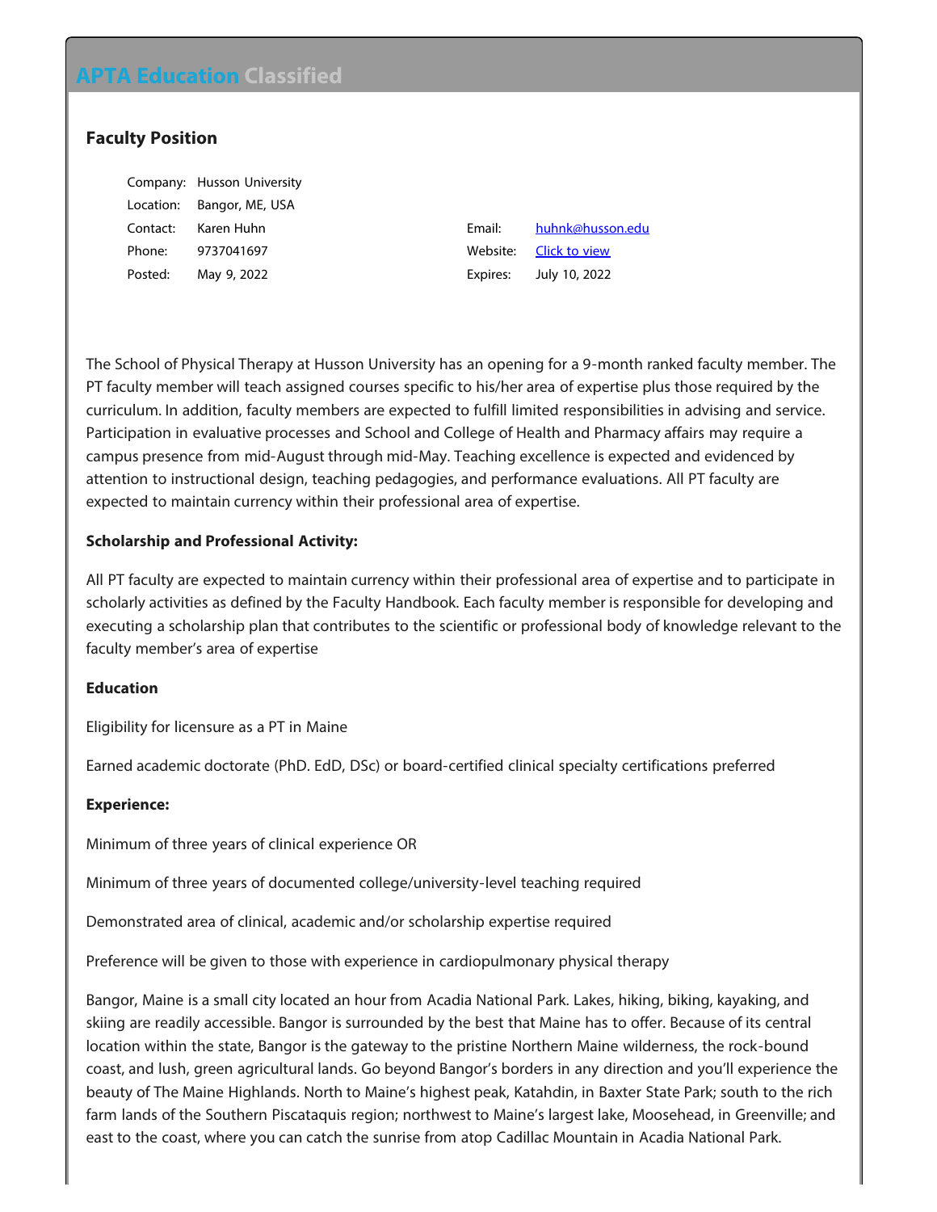# APTA Education Classified

## Faculty Position

| | | | |
|---|---|---|---|
| Company: | Husson University | | |
| Location: | Bangor, ME, USA | | |
| Contact: | Karen Huhn | Email: | huhnk@husson.edu |
| Phone: | 9737041697 | Website: | Click to view |
| Posted: | May 9, 2022 | Expires: | July 10, 2022 |

The School of Physical Therapy at Husson University has an opening for a 9-month ranked faculty member. The PT faculty member will teach assigned courses specific to his/her area of expertise plus those required by the curriculum. In addition, faculty members are expected to fulfill limited responsibilities in advising and service. Participation in evaluative processes and School and College of Health and Pharmacy affairs may require a campus presence from mid-August through mid-May. Teaching excellence is expected and evidenced by attention to instructional design, teaching pedagogies, and performance evaluations. All PT faculty are expected to maintain currency within their professional area of expertise.

**Scholarship and Professional Activity:**

All PT faculty are expected to maintain currency within their professional area of expertise and to participate in scholarly activities as defined by the Faculty Handbook. Each faculty member is responsible for developing and executing a scholarship plan that contributes to the scientific or professional body of knowledge relevant to the faculty member's area of expertise

**Education**

Eligibility for licensure as a PT in Maine

Earned academic doctorate (PhD. EdD, DSc) or board-certified clinical specialty certifications preferred

**Experience:**

Minimum of three years of clinical experience OR

Minimum of three years of documented college/university-level teaching required

Demonstrated area of clinical, academic and/or scholarship expertise required

Preference will be given to those with experience in cardiopulmonary physical therapy

Bangor, Maine is a small city located an hour from Acadia National Park. Lakes, hiking, biking, kayaking, and skiing are readily accessible. Bangor is surrounded by the best that Maine has to offer. Because of its central location within the state, Bangor is the gateway to the pristine Northern Maine wilderness, the rock-bound coast, and lush, green agricultural lands. Go beyond Bangor's borders in any direction and you'll experience the beauty of The Maine Highlands. North to Maine's highest peak, Katahdin, in Baxter State Park; south to the rich farm lands of the Southern Piscataquis region; northwest to Maine's largest lake, Moosehead, in Greenville; and east to the coast, where you can catch the sunrise from atop Cadillac Mountain in Acadia National Park.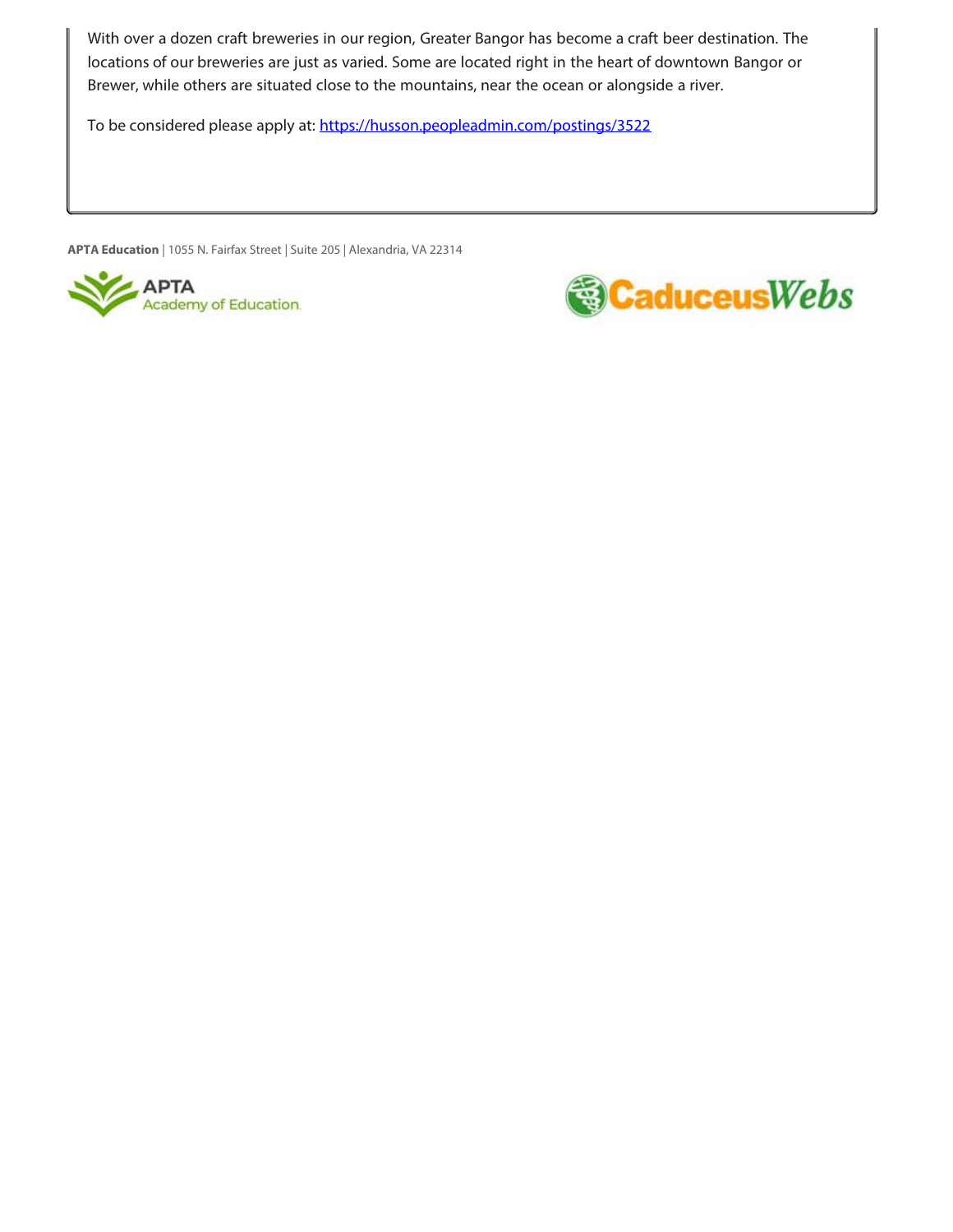With over a dozen craft breweries in our region, Greater Bangor has become a craft beer destination. The locations of our breweries are just as varied. Some are located right in the heart of downtown Bangor or Brewer, while others are situated close to the mountains, near the ocean or alongside a river.

To be considered please apply at: [https://husson.peopleadmin.com/postings/3522](https://husson.peopleadmin.com/postings/3522)

**APTA Education** | 1055 N. Fairfax Street | Suite 205 | Alexandria, VA 22314